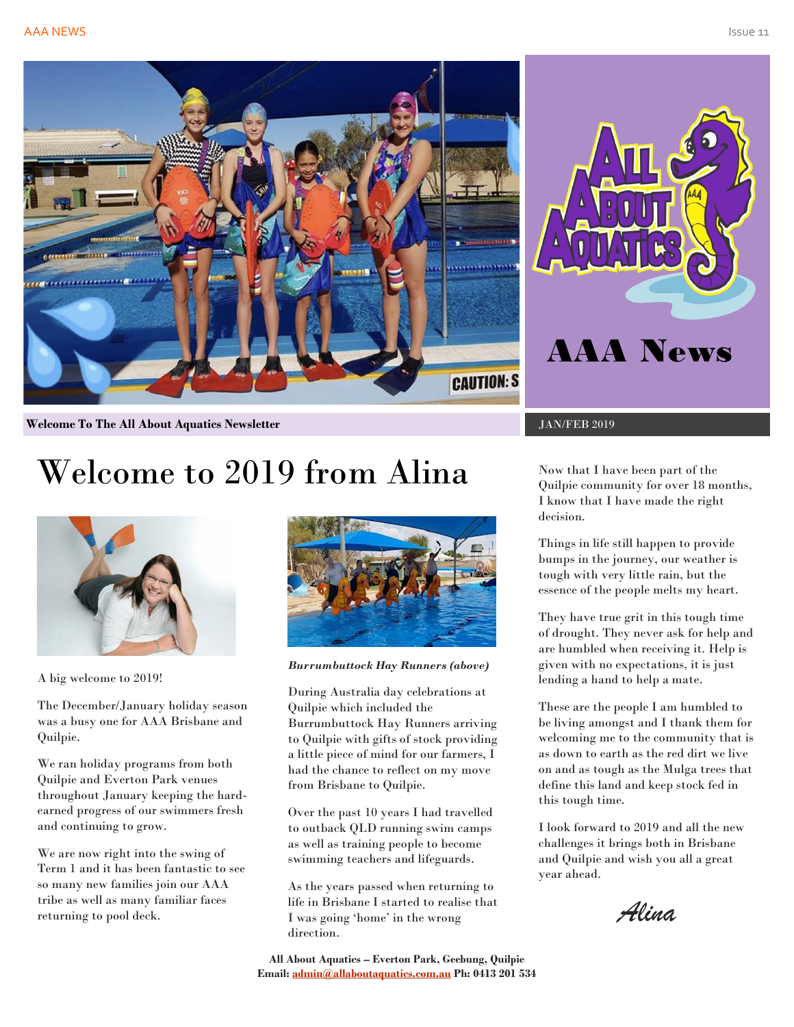# AAA News

**Welcome To The All About Aquatics Newsletter**

JAN/FEB 2019

## Welcome to 2019 from Alina

A big welcome to 2019!

The December/January holiday season was a busy one for AAA Brisbane and Quilpie.

We ran holiday programs from both Quilpie and Everton Park venues throughout January keeping the hard-earned progress of our swimmers fresh and continuing to grow.

We are now right into the swing of Term 1 and it has been fantastic to see so many new families join our AAA tribe as well as many familiar faces returning to pool deck.

***Burrumbuttock Hay Runners (above)***

During Australia day celebrations at Quilpie which included the Burrumbuttock Hay Runners arriving to Quilpie with gifts of stock providing a little piece of mind for our farmers, I had the chance to reflect on my move from Brisbane to Quilpie.

Over the past 10 years I had travelled to outback QLD running swim camps as well as training people to become swimming teachers and lifeguards.

As the years passed when returning to life in Brisbane I started to realise that I was going 'home' in the wrong direction.

Now that I have been part of the Quilpie community for over 18 months, I know that I have made the right decision.

Things in life still happen to provide bumps in the journey, our weather is tough with very little rain, but the essence of the people melts my heart.

They have true grit in this tough time of drought. They never ask for help and are humbled when receiving it. Help is given with no expectations, it is just lending a hand to help a mate.

These are the people I am humbled to be living amongst and I thank them for welcoming me to the community that is as down to earth as the red dirt we live on and as tough as the Mulga trees that define this land and keep stock fed in this tough time.

I look forward to 2019 and all the new challenges it brings both in Brisbane and Quilpie and wish you all a great year ahead.

*Alina*

**All About Aquatics – Everton Park, Geebung, Quilpie**
**Email: admin@allaboutaquatics.com.au Ph: 0413 201 534**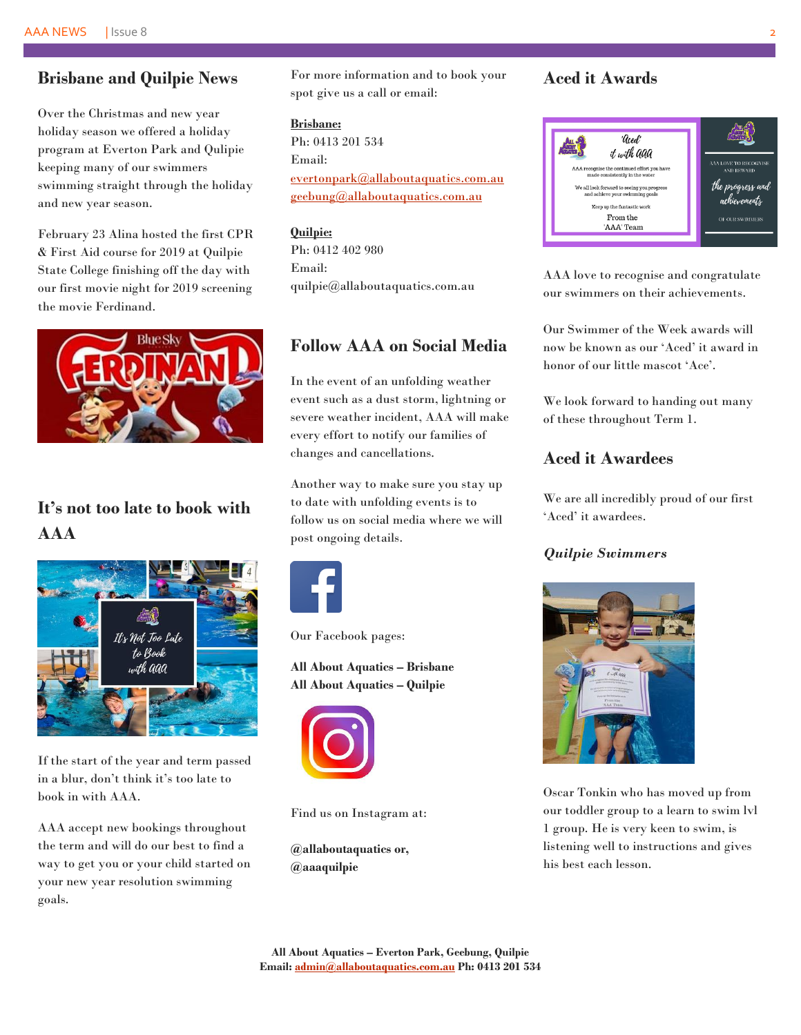## Brisbane and Quilpie News

Over the Christmas and new year holiday season we offered a holiday program at Everton Park and Qulipie keeping many of our swimmers swimming straight through the holiday and new year season.

February 23 Alina hosted the first CPR & First Aid course for 2019 at Quilpie State College finishing off the day with our first movie night for 2019 screening the movie Ferdinand.

## It's not too late to book with AAA

If the start of the year and term passed in a blur, don't think it's too late to book in with AAA.

AAA accept new bookings throughout the term and will do our best to find a way to get you or your child started on your new year resolution swimming goals.

For more information and to book your spot give us a call or email:

**Brisbane:**
Ph: 0413 201 534
Email:
evertonpark@allaboutaquatics.com.au
geebung@allaboutaquatics.com.au

**Quilpie:**
Ph: 0412 402 980
Email:
quilpie@allaboutaquatics.com.au

## Follow AAA on Social Media

In the event of an unfolding weather event such as a dust storm, lightning or severe weather incident, AAA will make every effort to notify our families of changes and cancellations.

Another way to make sure you stay up to date with unfolding events is to follow us on social media where we will post ongoing details.

Our Facebook pages:

**All About Aquatics – Brisbane**
**All About Aquatics – Quilpie**

Find us on Instagram at:

**@allaboutaquatics or,**
**@aaaquilpie**

## Aced it Awards

AAA love to recognise and congratulate our swimmers on their achievements.

Our Swimmer of the Week awards will now be known as our 'Aced' it award in honor of our little mascot 'Ace'.

We look forward to handing out many of these throughout Term 1.

## Aced it Awardees

We are all incredibly proud of our first 'Aced' it awardees.

***Quilpie Swimmers***

Oscar Tonkin who has moved up from our toddler group to a learn to swim lvl 1 group. He is very keen to swim, is listening well to instructions and gives his best each lesson.

**All About Aquatics – Everton Park, Geebung, Quilpie**
**Email: admin@allaboutaquatics.com.au Ph: 0413 201 534**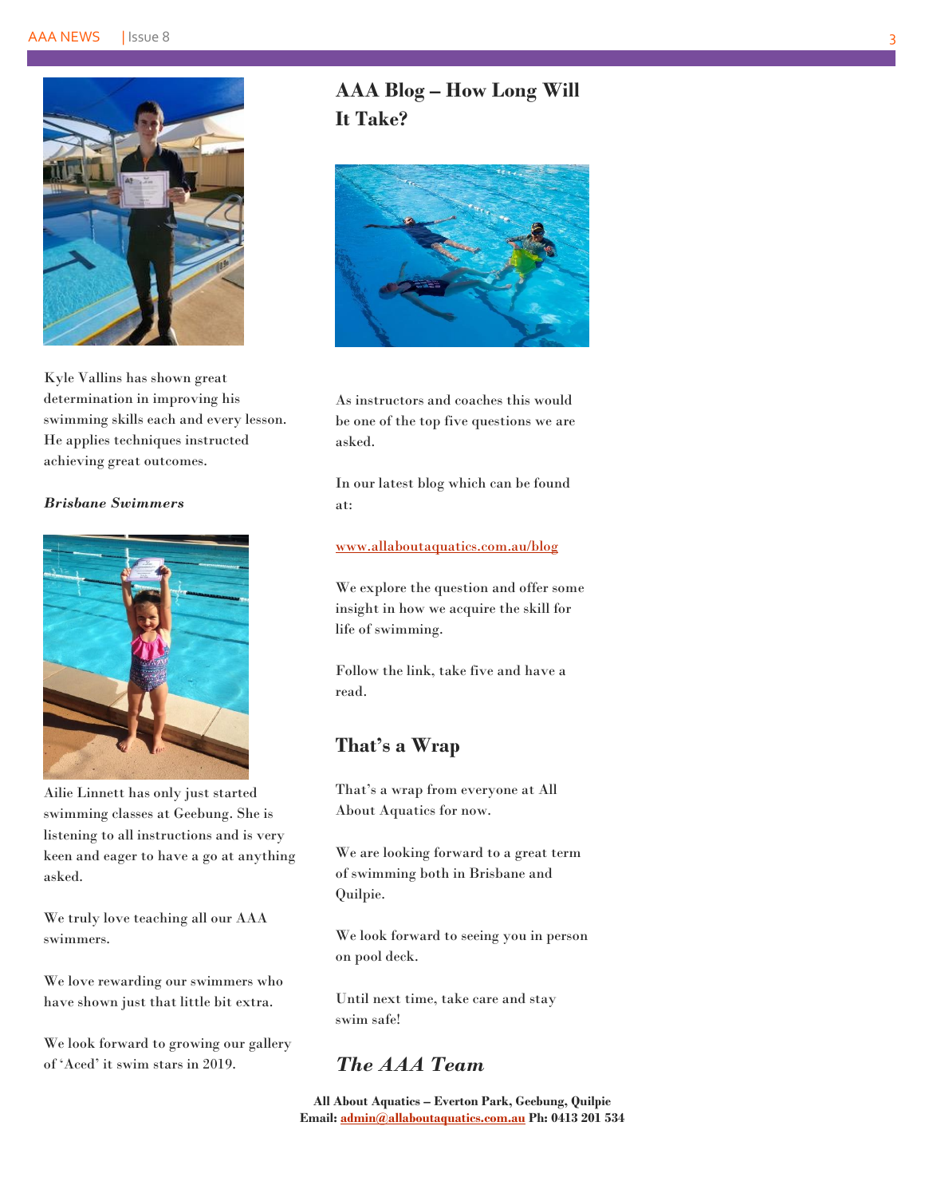Kyle Vallins has shown great determination in improving his swimming skills each and every lesson. He applies techniques instructed achieving great outcomes.

***Brisbane Swimmers***

Ailie Linnett has only just started swimming classes at Geebung. She is listening to all instructions and is very keen and eager to have a go at anything asked.

We truly love teaching all our AAA swimmers.

We love rewarding our swimmers who have shown just that little bit extra.

We look forward to growing our gallery of 'Aced' it swim stars in 2019.

## AAA Blog – How Long Will It Take?

As instructors and coaches this would be one of the top five questions we are asked.

In our latest blog which can be found at:

www.allaboutaquatics.com.au/blog

We explore the question and offer some insight in how we acquire the skill for life of swimming.

Follow the link, take five and have a read.

## That's a Wrap

That's a wrap from everyone at All About Aquatics for now.

We are looking forward to a great term of swimming both in Brisbane and Quilpie.

We look forward to seeing you in person on pool deck.

Until next time, take care and stay swim safe!

***The AAA Team***

**All About Aquatics – Everton Park, Geebung, Quilpie**
**Email: admin@allaboutaquatics.com.au Ph: 0413 201 534**